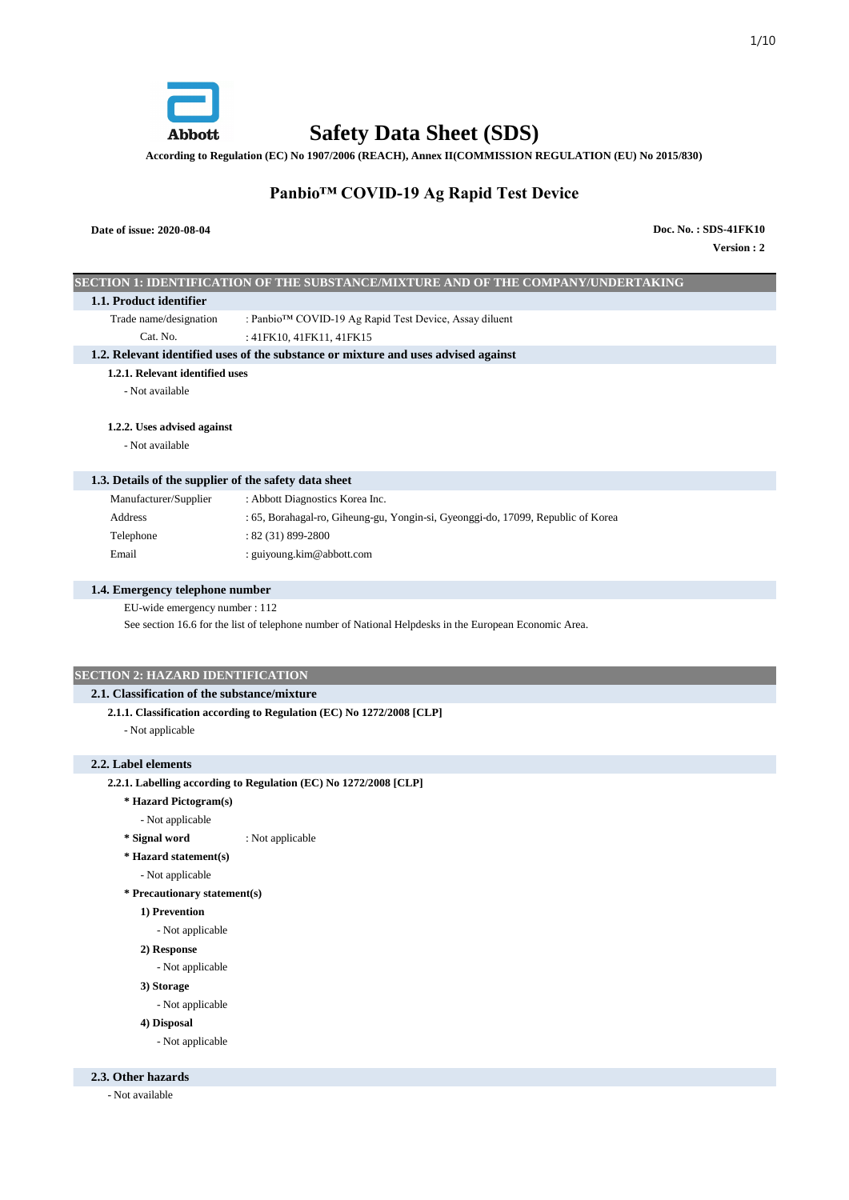Abbott

# Safety Data Sheet (SDS)

**According to Regulation (EC) No 1907/2006 (REACH), Annex II(COMMISSION REGULATION (EU) No 2015/830)**

## Panbio™ COVID-19 Ag Rapid Test Device

**Date of issue: 2020-08-04**

**Doc. No. : SDS-41FK10**

**Version : 2**

## SECTION 1: IDENTIFICATION OF THE SUBSTANCE/MIXTURE AND OF THE COMPANY/UNDERTAKING

### 1.1. Product identifier

| | |
|---|---|
| Trade name/designation | : Panbio™ COVID-19 Ag Rapid Test Device, Assay diluent |
| Cat. No. | : 41FK10, 41FK11, 41FK15 |

### 1.2. Relevant identified uses of the substance or mixture and uses advised against

**1.2.1. Relevant identified uses**

- Not available

**1.2.2. Uses advised against**

- Not available

### 1.3. Details of the supplier of the safety data sheet

| | |
|---|---|
| Manufacturer/Supplier | : Abbott Diagnostics Korea Inc. |
| Address | : 65, Borahagal-ro, Giheung-gu, Yongin-si, Gyeonggi-do, 17099, Republic of Korea |
| Telephone | : 82 (31) 899-2800 |
| Email | : guiyoung.kim@abbott.com |

### 1.4. Emergency telephone number

EU-wide emergency number : 112

See section 16.6 for the list of telephone number of National Helpdesks in the European Economic Area.

## SECTION 2: HAZARD IDENTIFICATION

### 2.1. Classification of the substance/mixture

**2.1.1. Classification according to Regulation (EC) No 1272/2008 [CLP]**

- Not applicable

### 2.2. Label elements

**2.2.1. Labelling according to Regulation (EC) No 1272/2008 [CLP]**

**\* Hazard Pictogram(s)**

- Not applicable

**\* Signal word** : Not applicable

**\* Hazard statement(s)**

- Not applicable

**\* Precautionary statement(s)**

**1) Prevention**

- Not applicable

**2) Response**

- Not applicable

**3) Storage**

- Not applicable

**4) Disposal**

- Not applicable

### 2.3. Other hazards

- Not available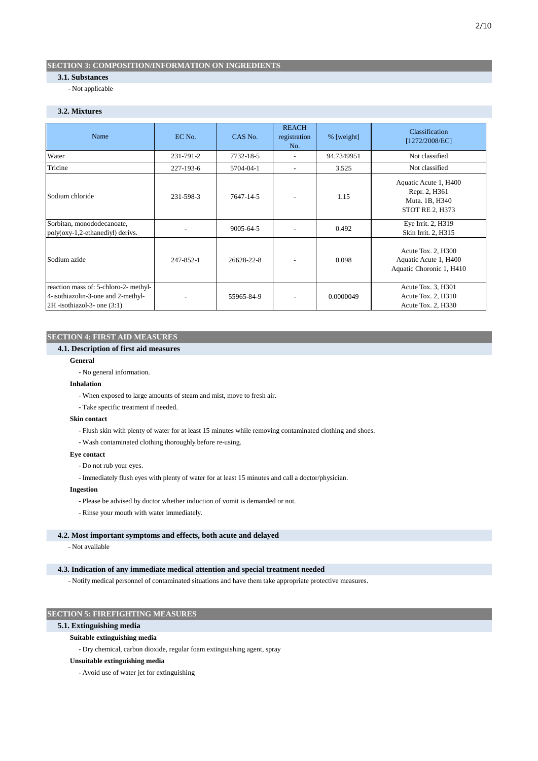## SECTION 3: COMPOSITION/INFORMATION ON INGREDIENTS

### 3.1. Substances

- Not applicable

### 3.2. Mixtures

| Name | EC No. | CAS No. | REACH registration No. | % [weight] | Classification [1272/2008/EC] |
|---|---|---|---|---|---|
| Water | 231-791-2 | 7732-18-5 | - | 94.7349951 | Not classified |
| Tricine | 227-193-6 | 5704-04-1 | - | 3.525 | Not classified |
| Sodium chloride | 231-598-3 | 7647-14-5 | - | 1.15 | Aquatic Acute 1, H400<br>Repr. 2, H361<br>Muta. 1B, H340<br>STOT RE 2, H373 |
| Sorbitan, monododecanoate, poly(oxy-1,2-ethanediyl) derivs. | - | 9005-64-5 | - | 0.492 | Eye Irrit. 2, H319<br>Skin Irrit. 2, H315 |
| Sodium azide | 247-852-1 | 26628-22-8 | - | 0.098 | Acute Tox. 2, H300<br>Aquatic Acute 1, H400<br>Aquatic Choronic 1, H410 |
| reaction mass of: 5-chloro-2- methyl-4-isothiazolin-3-one and 2-methyl-2H -isothiazol-3- one (3:1) | - | 55965-84-9 | - | 0.0000049 | Acute Tox. 3, H301<br>Acute Tox. 2, H310<br>Acute Tox. 2, H330 |

## SECTION 4: FIRST AID MEASURES

### 4.1. Description of first aid measures

**General**

- No general information.

**Inhalation**

- When exposed to large amounts of steam and mist, move to fresh air.
- Take specific treatment if needed.

**Skin contact**

- Flush skin with plenty of water for at least 15 minutes while removing contaminated clothing and shoes.
- Wash contaminated clothing thoroughly before re-using.

**Eye contact**

- Do not rub your eyes.
- Immediately flush eyes with plenty of water for at least 15 minutes and call a doctor/physician.

**Ingestion**

- Please be advised by doctor whether induction of vomit is demanded or not.
- Rinse your mouth with water immediately.

### 4.2. Most important symptoms and effects, both acute and delayed

- Not available

### 4.3. Indication of any immediate medical attention and special treatment needed

- Notify medical personnel of contaminated situations and have them take appropriate protective measures.

## SECTION 5: FIREFIGHTING MEASURES

### 5.1. Extinguishing media

**Suitable extinguishing media**

- Dry chemical, carbon dioxide, regular foam extinguishing agent, spray

**Unsuitable extinguishing media**

- Avoid use of water jet for extinguishing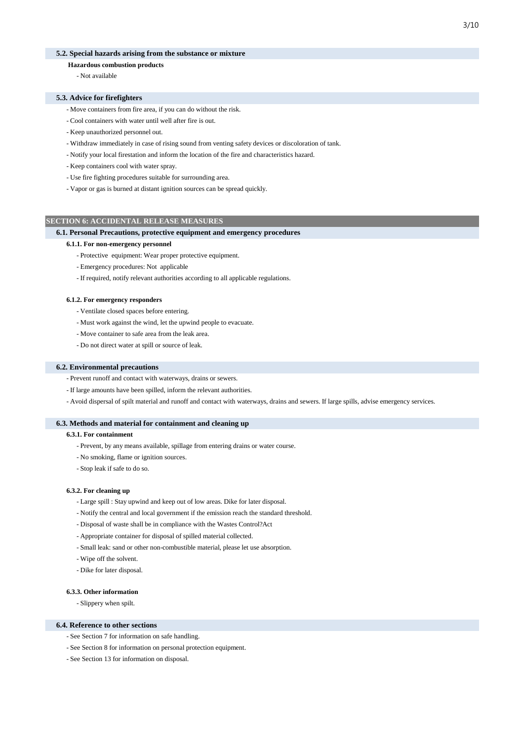### 5.2. Special hazards arising from the substance or mixture

**Hazardous combustion products**

- Not available

### 5.3. Advice for firefighters

- Move containers from fire area, if you can do without the risk.
- Cool containers with water until well after fire is out.
- Keep unauthorized personnel out.
- Withdraw immediately in case of rising sound from venting safety devices or discoloration of tank.
- Notify your local firestation and inform the location of the fire and characteristics hazard.
- Keep containers cool with water spray.
- Use fire fighting procedures suitable for surrounding area.
- Vapor or gas is burned at distant ignition sources can be spread quickly.

## SECTION 6: ACCIDENTAL RELEASE MEASURES

### 6.1. Personal Precautions, protective equipment and emergency procedures

#### 6.1.1. For non-emergency personnel

- Protective equipment: Wear proper protective equipment.
- Emergency procedures: Not applicable
- If required, notify relevant authorities according to all applicable regulations.

#### 6.1.2. For emergency responders

- Ventilate closed spaces before entering.
- Must work against the wind, let the upwind people to evacuate.
- Move container to safe area from the leak area.
- Do not direct water at spill or source of leak.

### 6.2. Environmental precautions

- Prevent runoff and contact with waterways, drains or sewers.
- If large amounts have been spilled, inform the relevant authorities.
- Avoid dispersal of spilt material and runoff and contact with waterways, drains and sewers. If large spills, advise emergency services.

### 6.3. Methods and material for containment and cleaning up

#### 6.3.1. For containment

- Prevent, by any means available, spillage from entering drains or water course.
- No smoking, flame or ignition sources.
- Stop leak if safe to do so.

#### 6.3.2. For cleaning up

- Large spill : Stay upwind and keep out of low areas. Dike for later disposal.
- Notify the central and local government if the emission reach the standard threshold.
- Disposal of waste shall be in compliance with the Wastes Control?Act
- Appropriate container for disposal of spilled material collected.
- Small leak: sand or other non-combustible material, please let use absorption.
- Wipe off the solvent.
- Dike for later disposal.

#### 6.3.3. Other information

- Slippery when spilt.

### 6.4. Reference to other sections

- See Section 7 for information on safe handling.
- See Section 8 for information on personal protection equipment.
- See Section 13 for information on disposal.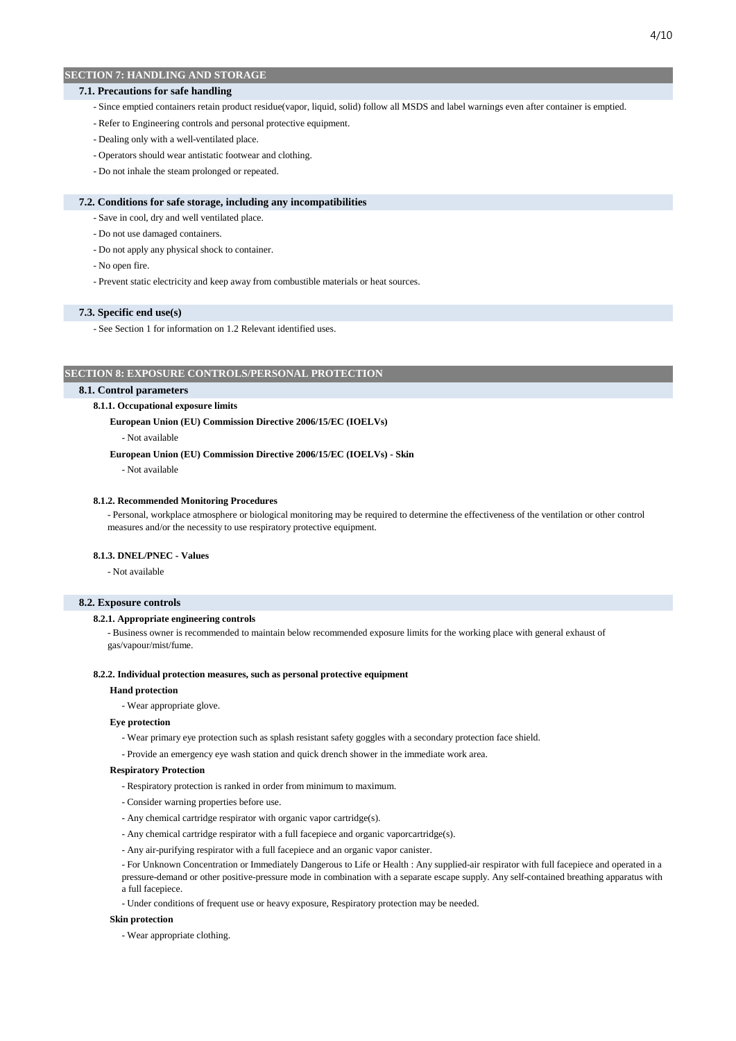## SECTION 7: HANDLING AND STORAGE

### 7.1. Precautions for safe handling

- Since emptied containers retain product residue(vapor, liquid, solid) follow all MSDS and label warnings even after container is emptied.
- Refer to Engineering controls and personal protective equipment.
- Dealing only with a well-ventilated place.
- Operators should wear antistatic footwear and clothing.
- Do not inhale the steam prolonged or repeated.

### 7.2. Conditions for safe storage, including any incompatibilities

- Save in cool, dry and well ventilated place.
- Do not use damaged containers.
- Do not apply any physical shock to container.
- No open fire.
- Prevent static electricity and keep away from combustible materials or heat sources.

### 7.3. Specific end use(s)

- See Section 1 for information on 1.2 Relevant identified uses.

## SECTION 8: EXPOSURE CONTROLS/PERSONAL PROTECTION

### 8.1. Control parameters

#### 8.1.1. Occupational exposure limits

**European Union (EU) Commission Directive 2006/15/EC (IOELVs)**

- Not available

**European Union (EU) Commission Directive 2006/15/EC (IOELVs) - Skin**

- Not available

#### 8.1.2. Recommended Monitoring Procedures

- Personal, workplace atmosphere or biological monitoring may be required to determine the effectiveness of the ventilation or other control measures and/or the necessity to use respiratory protective equipment.

#### 8.1.3. DNEL/PNEC - Values

- Not available

### 8.2. Exposure controls

#### 8.2.1. Appropriate engineering controls

- Business owner is recommended to maintain below recommended exposure limits for the working place with general exhaust of gas/vapour/mist/fume.

#### 8.2.2. Individual protection measures, such as personal protective equipment

**Hand protection**

- Wear appropriate glove.

**Eye protection**

- Wear primary eye protection such as splash resistant safety goggles with a secondary protection face shield.
- Provide an emergency eye wash station and quick drench shower in the immediate work area.

**Respiratory Protection**

- Respiratory protection is ranked in order from minimum to maximum.
- Consider warning properties before use.
- Any chemical cartridge respirator with organic vapor cartridge(s).
- Any chemical cartridge respirator with a full facepiece and organic vaporcartridge(s).
- Any air-purifying respirator with a full facepiece and an organic vapor canister.
- For Unknown Concentration or Immediately Dangerous to Life or Health : Any supplied-air respirator with full facepiece and operated in a pressure-demand or other positive-pressure mode in combination with a separate escape supply. Any self-contained breathing apparatus with a full facepiece.
- Under conditions of frequent use or heavy exposure, Respiratory protection may be needed.

**Skin protection**

- Wear appropriate clothing.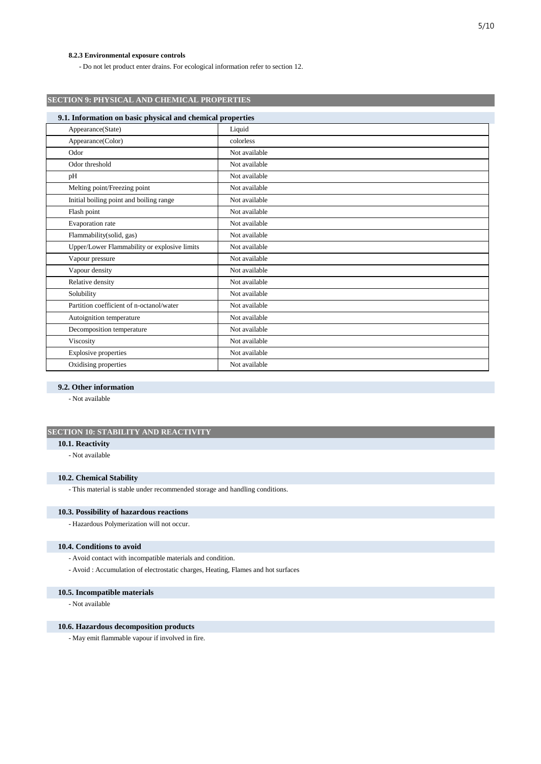#### 8.2.3 Environmental exposure controls

- Do not let product enter drains. For ecological information refer to section 12.

## SECTION 9: PHYSICAL AND CHEMICAL PROPERTIES

### 9.1. Information on basic physical and chemical properties

| Property | Value |
|---|---|
| Appearance(State) | Liquid |
| Appearance(Color) | colorless |
| Odor | Not available |
| Odor threshold | Not available |
| pH | Not available |
| Melting point/Freezing point | Not available |
| Initial boiling point and boiling range | Not available |
| Flash point | Not available |
| Evaporation rate | Not available |
| Flammability(solid, gas) | Not available |
| Upper/Lower Flammability or explosive limits | Not available |
| Vapour pressure | Not available |
| Vapour density | Not available |
| Relative density | Not available |
| Solubility | Not available |
| Partition coefficient of n-octanol/water | Not available |
| Autoignition temperature | Not available |
| Decomposition temperature | Not available |
| Viscosity | Not available |
| Explosive properties | Not available |
| Oxidising properties | Not available |

### 9.2. Other information

- Not available

## SECTION 10: STABILITY AND REACTIVITY

### 10.1. Reactivity

- Not available

### 10.2. Chemical Stability

- This material is stable under recommended storage and handling conditions.

### 10.3. Possibility of hazardous reactions

- Hazardous Polymerization will not occur.

### 10.4. Conditions to avoid

- Avoid contact with incompatible materials and condition.
- Avoid : Accumulation of electrostatic charges, Heating, Flames and hot surfaces

### 10.5. Incompatible materials

- Not available

### 10.6. Hazardous decomposition products

- May emit flammable vapour if involved in fire.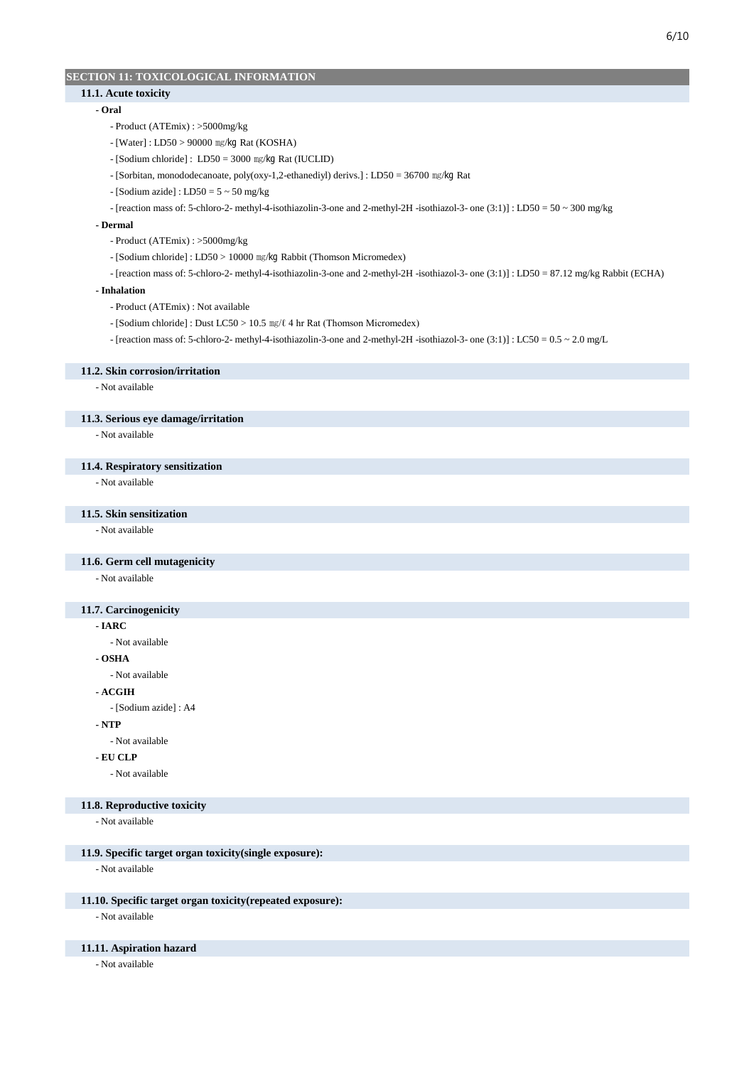## SECTION 11: TOXICOLOGICAL INFORMATION

### 11.1. Acute toxicity

**- Oral**

- Product (ATEmix) : >5000mg/kg
- [Water] : LD50 > 90000 ㎎/㎏ Rat (KOSHA)
- [Sodium chloride] : LD50 = 3000 ㎎/㎏ Rat (IUCLID)
- [Sorbitan, monododecanoate, poly(oxy-1,2-ethanediyl) derivs.] : LD50 = 36700 ㎎/㎏ Rat
- [Sodium azide] : LD50 = 5 ~ 50 mg/kg
- [reaction mass of: 5-chloro-2- methyl-4-isothiazolin-3-one and 2-methyl-2H -isothiazol-3- one (3:1)] : LD50 = 50 ~ 300 mg/kg

**- Dermal**

- Product (ATEmix) : >5000mg/kg
- [Sodium chloride] : LD50 > 10000 ㎎/㎏ Rabbit (Thomson Micromedex)
- [reaction mass of: 5-chloro-2- methyl-4-isothiazolin-3-one and 2-methyl-2H -isothiazol-3- one (3:1)] : LD50 = 87.12 mg/kg Rabbit (ECHA)

**- Inhalation**

- Product (ATEmix) : Not available
- [Sodium chloride] : Dust LC50 > 10.5 ㎎/ℓ 4 hr Rat (Thomson Micromedex)
- [reaction mass of: 5-chloro-2- methyl-4-isothiazolin-3-one and 2-methyl-2H -isothiazol-3- one (3:1)] : LC50 = 0.5 ~ 2.0 mg/L

### 11.2. Skin corrosion/irritation

- Not available

### 11.3. Serious eye damage/irritation

- Not available

### 11.4. Respiratory sensitization

- Not available

### 11.5. Skin sensitization

- Not available

### 11.6. Germ cell mutagenicity

- Not available

### 11.7. Carcinogenicity

**- IARC**

- Not available

**- OSHA**

- Not available

**- ACGIH**

- [Sodium azide] : A4

**- NTP**

- Not available

**- EU CLP**

- Not available

### 11.8. Reproductive toxicity

- Not available

### 11.9. Specific target organ toxicity(single exposure):

- Not available

### 11.10. Specific target organ toxicity(repeated exposure):

- Not available

### 11.11. Aspiration hazard

- Not available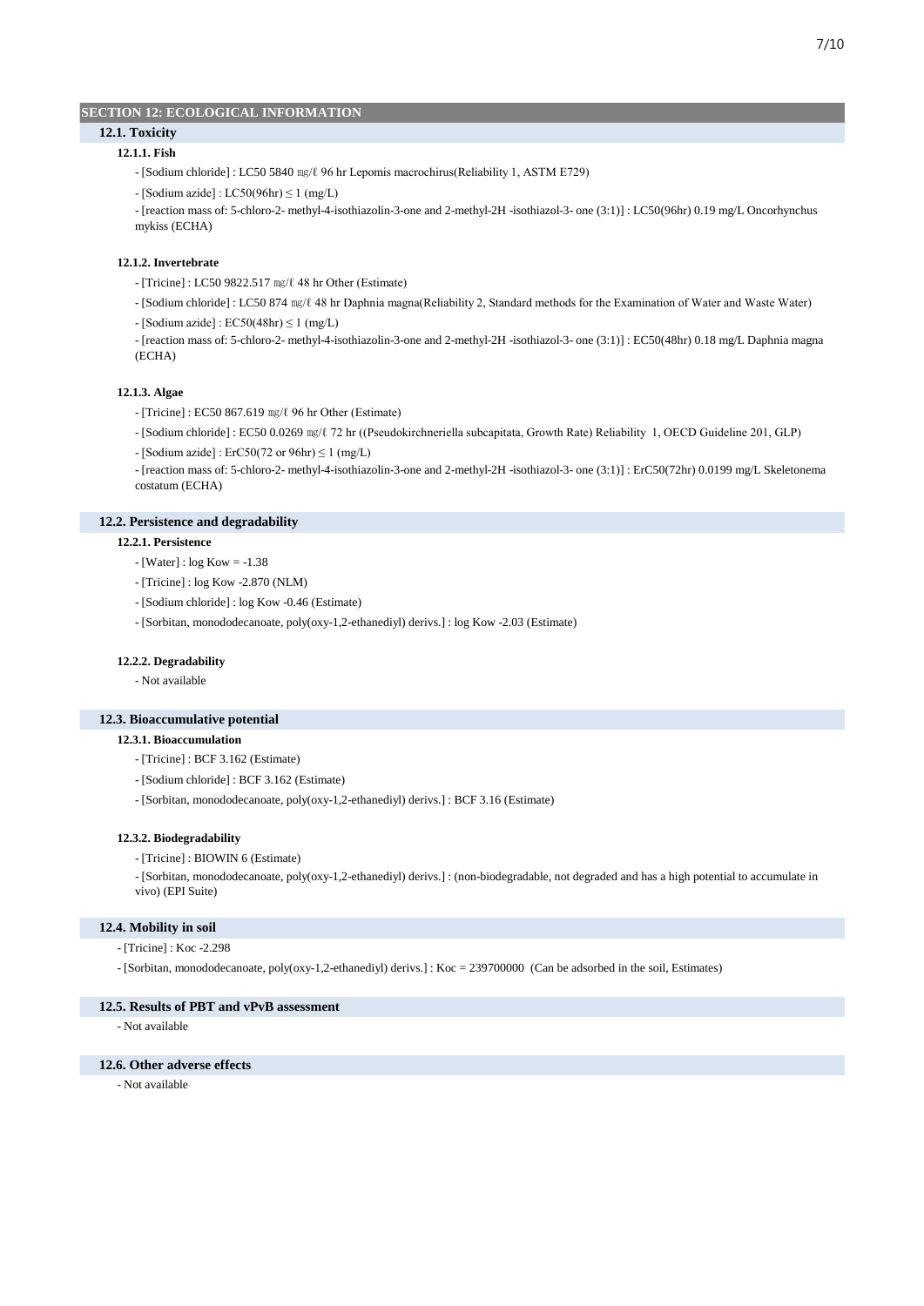## SECTION 12: ECOLOGICAL INFORMATION

### 12.1. Toxicity

#### 12.1.1. Fish

- [Sodium chloride] : LC50 5840 ㎎/ℓ 96 hr Lepomis macrochirus(Reliability 1, ASTM E729)
- [Sodium azide] : LC50(96hr) ≤ 1 (mg/L)
- [reaction mass of: 5-chloro-2- methyl-4-isothiazolin-3-one and 2-methyl-2H -isothiazol-3- one (3:1)] : LC50(96hr) 0.19 mg/L Oncorhynchus mykiss (ECHA)

#### 12.1.2. Invertebrate

- [Tricine] : LC50 9822.517 ㎎/ℓ 48 hr Other (Estimate)
- [Sodium chloride] : LC50 874 ㎎/ℓ 48 hr Daphnia magna(Reliability 2, Standard methods for the Examination of Water and Waste Water)
- [Sodium azide] : EC50(48hr) ≤ 1 (mg/L)
- [reaction mass of: 5-chloro-2- methyl-4-isothiazolin-3-one and 2-methyl-2H -isothiazol-3- one (3:1)] : EC50(48hr) 0.18 mg/L Daphnia magna (ECHA)

#### 12.1.3. Algae

- [Tricine] : EC50 867.619 ㎎/ℓ 96 hr Other (Estimate)
- [Sodium chloride] : EC50 0.0269 ㎎/ℓ 72 hr ((Pseudokirchneriella subcapitata, Growth Rate) Reliability 1, OECD Guideline 201, GLP)
- [Sodium azide] : ErC50(72 or 96hr) ≤ 1 (mg/L)
- [reaction mass of: 5-chloro-2- methyl-4-isothiazolin-3-one and 2-methyl-2H -isothiazol-3- one (3:1)] : ErC50(72hr) 0.0199 mg/L Skeletonema costatum (ECHA)

### 12.2. Persistence and degradability

#### 12.2.1. Persistence

- [Water] : log Kow = -1.38
- [Tricine] : log Kow -2.870 (NLM)
- [Sodium chloride] : log Kow -0.46 (Estimate)
- [Sorbitan, monododecanoate, poly(oxy-1,2-ethanediyl) derivs.] : log Kow -2.03 (Estimate)

#### 12.2.2. Degradability

- Not available

### 12.3. Bioaccumulative potential

#### 12.3.1. Bioaccumulation

- [Tricine] : BCF 3.162 (Estimate)
- [Sodium chloride] : BCF 3.162 (Estimate)
- [Sorbitan, monododecanoate, poly(oxy-1,2-ethanediyl) derivs.] : BCF 3.16 (Estimate)

#### 12.3.2. Biodegradability

- [Tricine] : BIOWIN 6 (Estimate)
- [Sorbitan, monododecanoate, poly(oxy-1,2-ethanediyl) derivs.] : (non-biodegradable, not degraded and has a high potential to accumulate in vivo) (EPI Suite)

### 12.4. Mobility in soil

- [Tricine] : Koc -2.298
- [Sorbitan, monododecanoate, poly(oxy-1,2-ethanediyl) derivs.] : Koc = 239700000 (Can be adsorbed in the soil, Estimates)

### 12.5. Results of PBT and vPvB assessment

- Not available

### 12.6. Other adverse effects

- Not available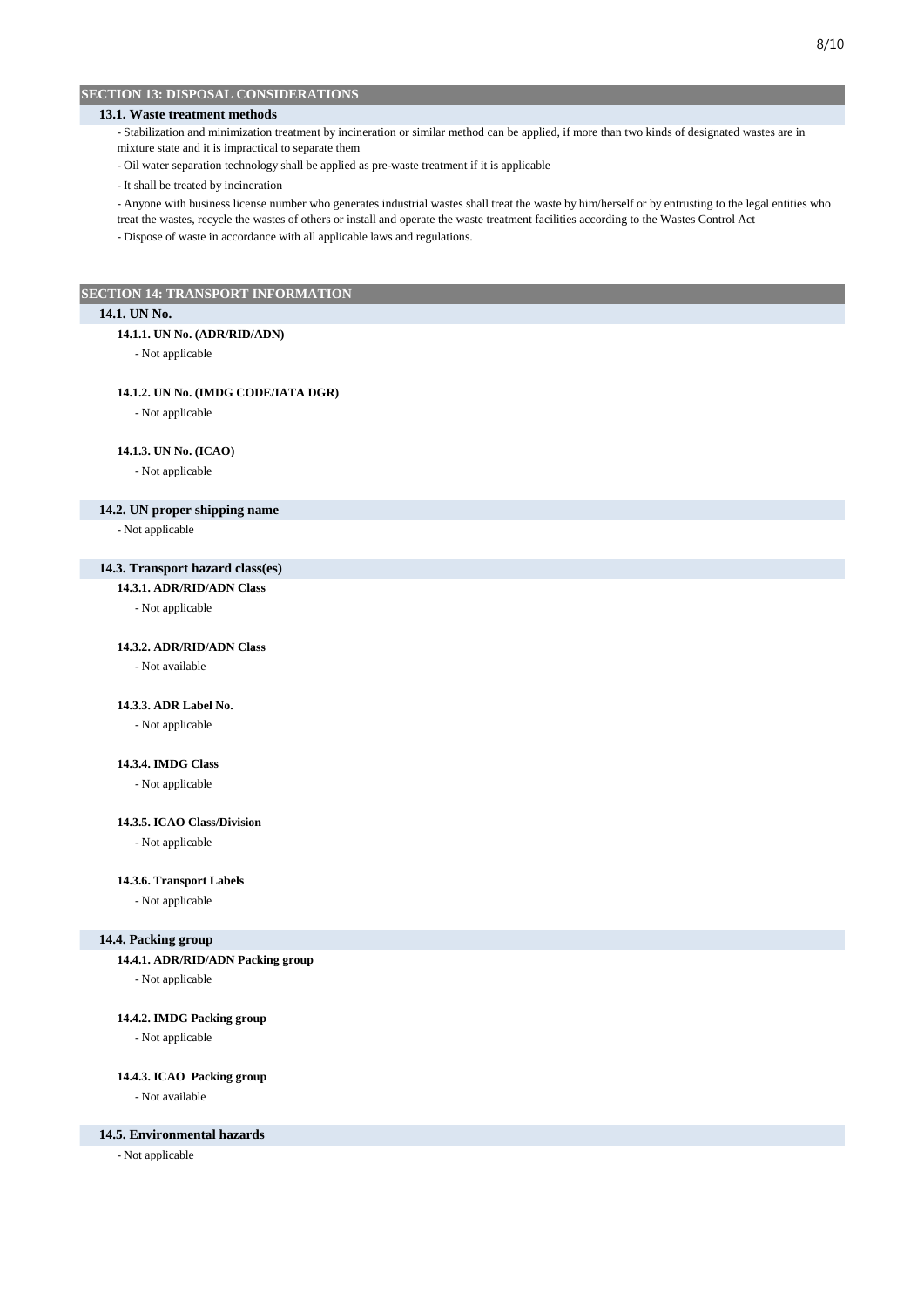## SECTION 13: DISPOSAL CONSIDERATIONS

### 13.1. Waste treatment methods

- Stabilization and minimization treatment by incineration or similar method can be applied, if more than two kinds of designated wastes are in mixture state and it is impractical to separate them
- Oil water separation technology shall be applied as pre-waste treatment if it is applicable
- It shall be treated by incineration
- Anyone with business license number who generates industrial wastes shall treat the waste by him/herself or by entrusting to the legal entities who treat the wastes, recycle the wastes of others or install and operate the waste treatment facilities according to the Wastes Control Act
- Dispose of waste in accordance with all applicable laws and regulations.

## SECTION 14: TRANSPORT INFORMATION

### 14.1. UN No.

#### 14.1.1. UN No. (ADR/RID/ADN)

- Not applicable

#### 14.1.2. UN No. (IMDG CODE/IATA DGR)

- Not applicable

#### 14.1.3. UN No. (ICAO)

- Not applicable

### 14.2. UN proper shipping name

- Not applicable

### 14.3. Transport hazard class(es)

#### 14.3.1. ADR/RID/ADN Class

- Not applicable

#### 14.3.2. ADR/RID/ADN Class

- Not available

#### 14.3.3. ADR Label No.

- Not applicable

#### 14.3.4. IMDG Class

- Not applicable

#### 14.3.5. ICAO Class/Division

- Not applicable

#### 14.3.6. Transport Labels

- Not applicable

### 14.4. Packing group

#### 14.4.1. ADR/RID/ADN Packing group

- Not applicable

#### 14.4.2. IMDG Packing group

- Not applicable

#### 14.4.3. ICAO Packing group

- Not available

### 14.5. Environmental hazards

- Not applicable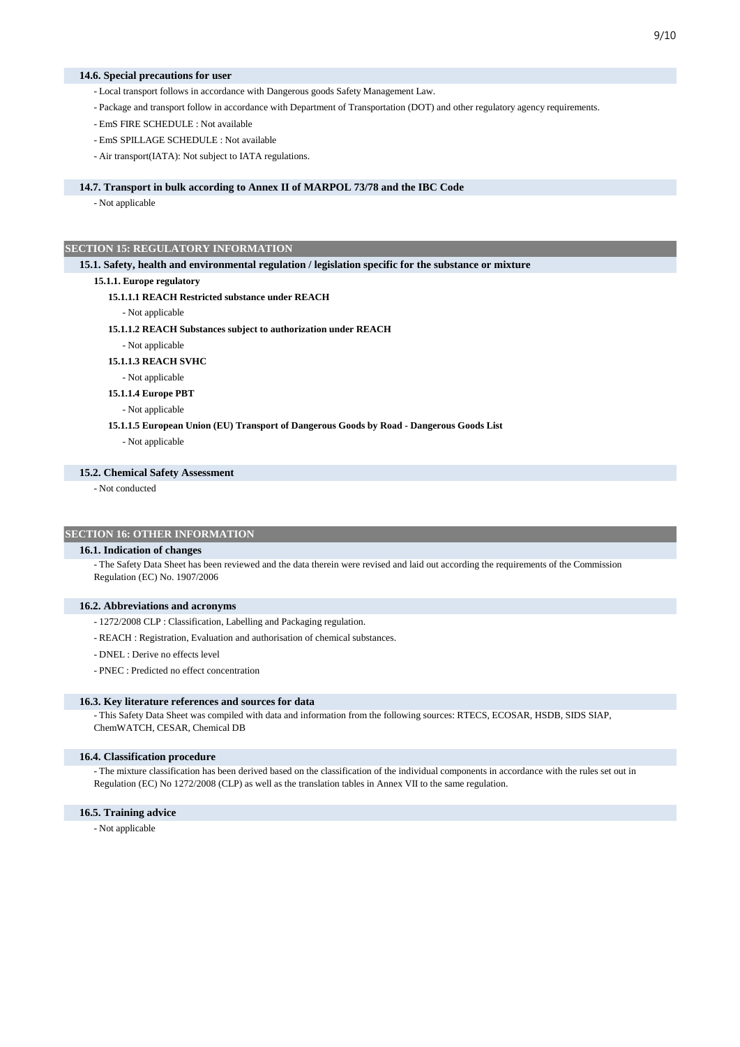### 14.6. Special precautions for user

- Local transport follows in accordance with Dangerous goods Safety Management Law.
- Package and transport follow in accordance with Department of Transportation (DOT) and other regulatory agency requirements.
- EmS FIRE SCHEDULE : Not available
- EmS SPILLAGE SCHEDULE : Not available
- Air transport(IATA): Not subject to IATA regulations.

### 14.7. Transport in bulk according to Annex II of MARPOL 73/78 and the IBC Code

- Not applicable

## SECTION 15: REGULATORY INFORMATION

### 15.1. Safety, health and environmental regulation / legislation specific for the substance or mixture

#### 15.1.1. Europe regulatory

**15.1.1.1 REACH Restricted substance under REACH**

- Not applicable

**15.1.1.2 REACH Substances subject to authorization under REACH**

- Not applicable

**15.1.1.3 REACH SVHC**

- Not applicable

**15.1.1.4 Europe PBT**

- Not applicable

**15.1.1.5 European Union (EU) Transport of Dangerous Goods by Road - Dangerous Goods List**

- Not applicable

### 15.2. Chemical Safety Assessment

- Not conducted

## SECTION 16: OTHER INFORMATION

### 16.1. Indication of changes

- The Safety Data Sheet has been reviewed and the data therein were revised and laid out according the requirements of the Commission Regulation (EC) No. 1907/2006

### 16.2. Abbreviations and acronyms

- 1272/2008 CLP : Classification, Labelling and Packaging regulation.
- REACH : Registration, Evaluation and authorisation of chemical substances.
- DNEL : Derive no effects level
- PNEC : Predicted no effect concentration

### 16.3. Key literature references and sources for data

- This Safety Data Sheet was compiled with data and information from the following sources: RTECS, ECOSAR, HSDB, SIDS SIAP, ChemWATCH, CESAR, Chemical DB

### 16.4. Classification procedure

- The mixture classification has been derived based on the classification of the individual components in accordance with the rules set out in Regulation (EC) No 1272/2008 (CLP) as well as the translation tables in Annex VII to the same regulation.

### 16.5. Training advice

- Not applicable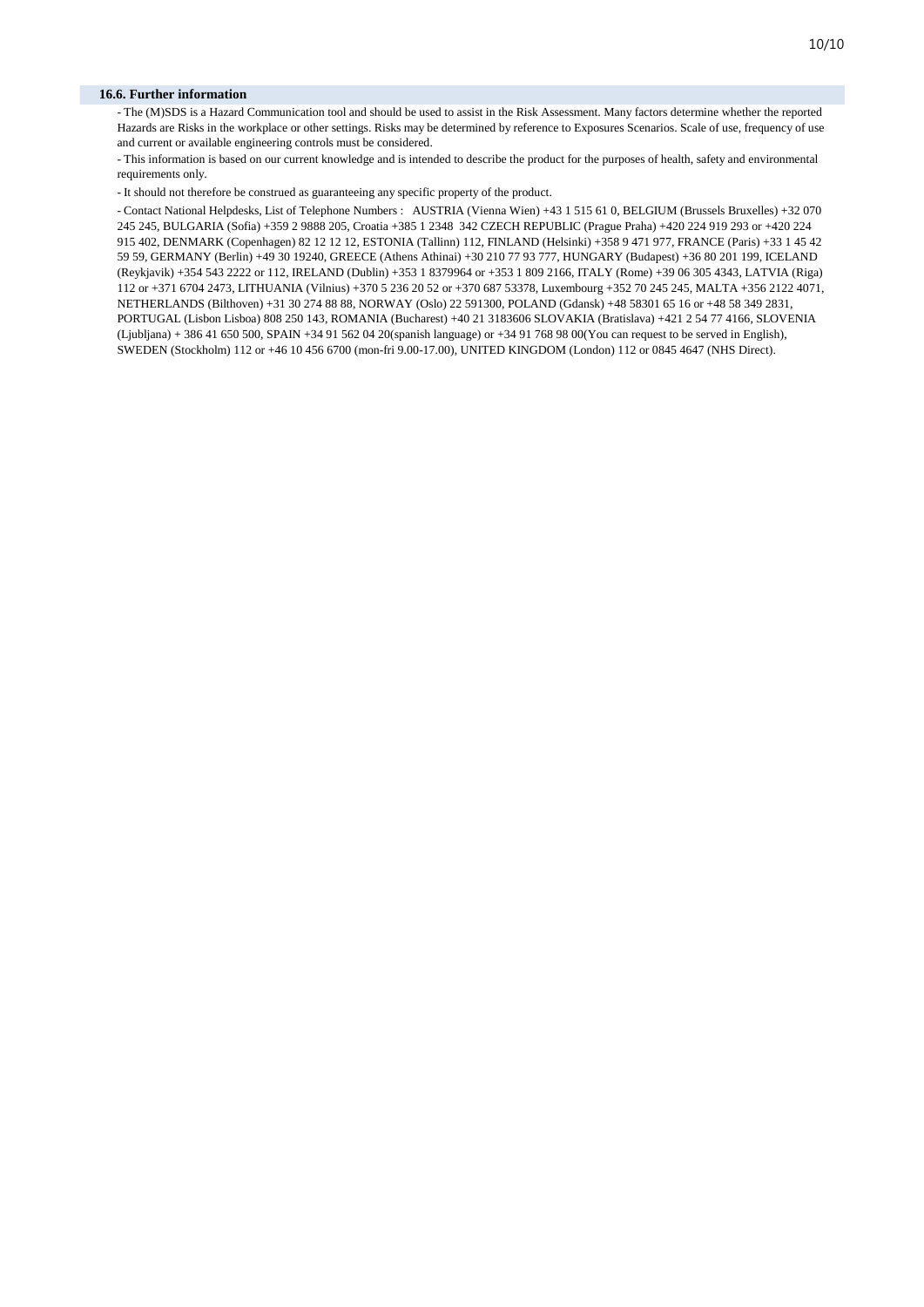### 16.6. Further information

- The (M)SDS is a Hazard Communication tool and should be used to assist in the Risk Assessment. Many factors determine whether the reported Hazards are Risks in the workplace or other settings. Risks may be determined by reference to Exposures Scenarios. Scale of use, frequency of use and current or available engineering controls must be considered.

- This information is based on our current knowledge and is intended to describe the product for the purposes of health, safety and environmental requirements only.

- It should not therefore be construed as guaranteeing any specific property of the product.

- Contact National Helpdesks, List of Telephone Numbers : AUSTRIA (Vienna Wien) +43 1 515 61 0, BELGIUM (Brussels Bruxelles) +32 070 245 245, BULGARIA (Sofia) +359 2 9888 205, Croatia +385 1 2348 342 CZECH REPUBLIC (Prague Praha) +420 224 919 293 or +420 224 915 402, DENMARK (Copenhagen) 82 12 12 12, ESTONIA (Tallinn) 112, FINLAND (Helsinki) +358 9 471 977, FRANCE (Paris) +33 1 45 42 59 59, GERMANY (Berlin) +49 30 19240, GREECE (Athens Athinai) +30 210 77 93 777, HUNGARY (Budapest) +36 80 201 199, ICELAND (Reykjavik) +354 543 2222 or 112, IRELAND (Dublin) +353 1 8379964 or +353 1 809 2166, ITALY (Rome) +39 06 305 4343, LATVIA (Riga) 112 or +371 6704 2473, LITHUANIA (Vilnius) +370 5 236 20 52 or +370 687 53378, Luxembourg +352 70 245 245, MALTA +356 2122 4071, NETHERLANDS (Bilthoven) +31 30 274 88 88, NORWAY (Oslo) 22 591300, POLAND (Gdansk) +48 58301 65 16 or +48 58 349 2831, PORTUGAL (Lisbon Lisboa) 808 250 143, ROMANIA (Bucharest) +40 21 3183606 SLOVAKIA (Bratislava) +421 2 54 77 4166, SLOVENIA (Ljubljana) + 386 41 650 500, SPAIN +34 91 562 04 20(spanish language) or +34 91 768 98 00(You can request to be served in English), SWEDEN (Stockholm) 112 or +46 10 456 6700 (mon-fri 9.00-17.00), UNITED KINGDOM (London) 112 or 0845 4647 (NHS Direct).